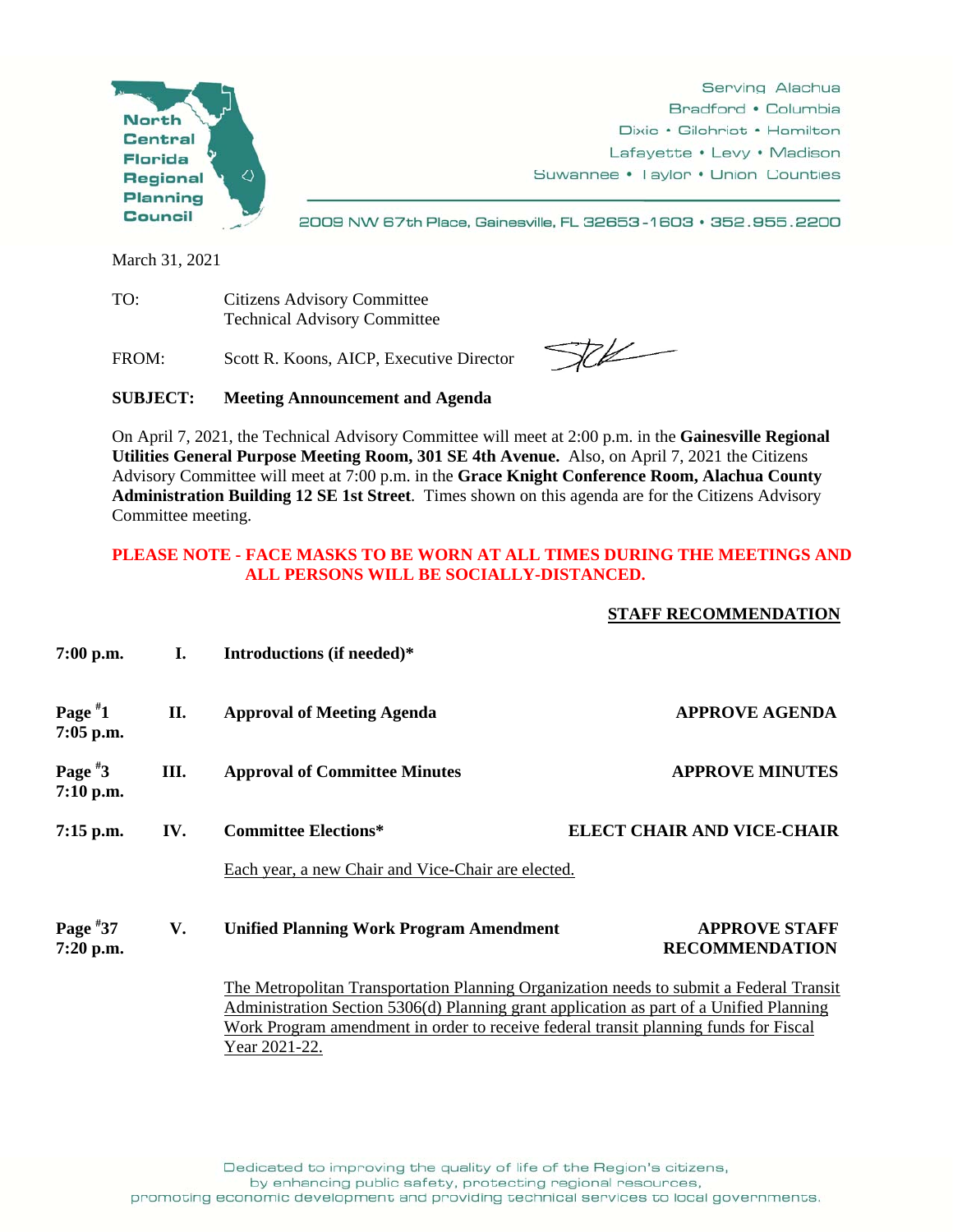**North Central Florida Regional Planning Council**

Serving Alachua
Bradford • Columbia
Dixie • Gilchrist • Hamilton
Lafayette • Levy • Madison
Suwannee • Taylor • Union Counties

2009 NW 67th Place, Gainesville, FL 32653-1603 • 352.955.2200

March 31, 2021

TO: Citizens Advisory Committee
Technical Advisory Committee

FROM: Scott R. Koons, AICP, Executive Director

**SUBJECT: Meeting Announcement and Agenda**

On April 7, 2021, the Technical Advisory Committee will meet at 2:00 p.m. in the **Gainesville Regional Utilities General Purpose Meeting Room, 301 SE 4th Avenue.** Also, on April 7, 2021 the Citizens Advisory Committee will meet at 7:00 p.m. in the **Grace Knight Conference Room, Alachua County Administration Building 12 SE 1st Street**. Times shown on this agenda are for the Citizens Advisory Committee meeting.

**PLEASE NOTE - FACE MASKS TO BE WORN AT ALL TIMES DURING THE MEETINGS AND ALL PERSONS WILL BE SOCIALLY-DISTANCED.**

| | | | STAFF RECOMMENDATION |
|---|---|---|---|
| 7:00 p.m. | I. | **Introductions (if needed)*** | |
| Page #1<br>7:05 p.m. | II. | **Approval of Meeting Agenda** | **APPROVE AGENDA** |
| Page #3<br>7:10 p.m. | III. | **Approval of Committee Minutes** | **APPROVE MINUTES** |
| 7:15 p.m. | IV. | **Committee Elections***<br><br>Each year, a new Chair and Vice-Chair are elected. | **ELECT CHAIR AND VICE-CHAIR** |
| Page #37<br>7:20 p.m. | V. | **Unified Planning Work Program Amendment**<br><br>The Metropolitan Transportation Planning Organization needs to submit a Federal Transit Administration Section 5306(d) Planning grant application as part of a Unified Planning Work Program amendment in order to receive federal transit planning funds for Fiscal Year 2021-22. | **APPROVE STAFF RECOMMENDATION** |

Dedicated to improving the quality of life of the Region's citizens, by enhancing public safety, protecting regional resources, promoting economic development and providing technical services to local governments.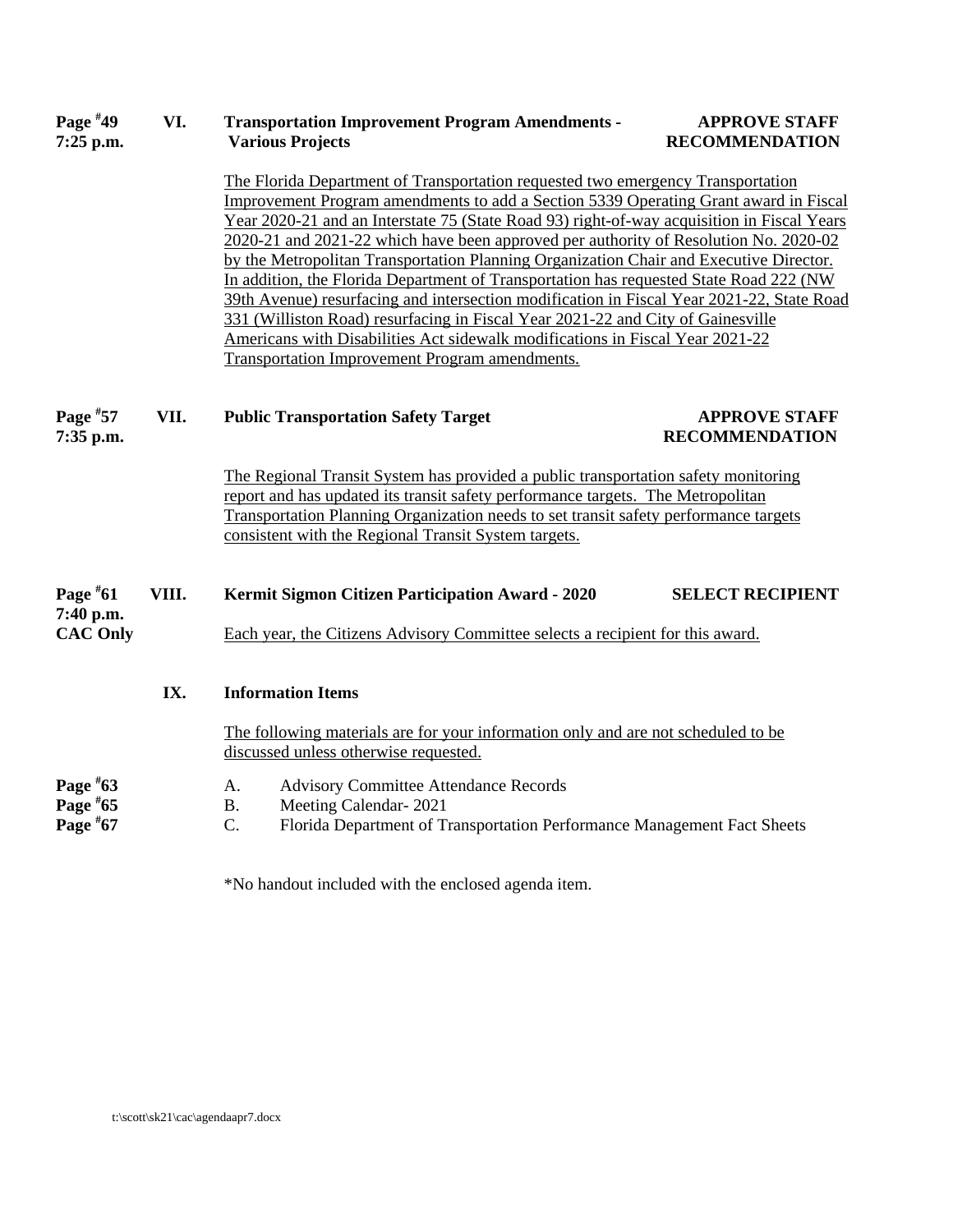**Page #49** **VI. Transportation Improvement Program Amendments - Various Projects** **APPROVE STAFF RECOMMENDATION**
**7:25 p.m.**

The Florida Department of Transportation requested two emergency Transportation Improvement Program amendments to add a Section 5339 Operating Grant award in Fiscal Year 2020-21 and an Interstate 75 (State Road 93) right-of-way acquisition in Fiscal Years 2020-21 and 2021-22 which have been approved per authority of Resolution No. 2020-02 by the Metropolitan Transportation Planning Organization Chair and Executive Director. In addition, the Florida Department of Transportation has requested State Road 222 (NW 39th Avenue) resurfacing and intersection modification in Fiscal Year 2021-22, State Road 331 (Williston Road) resurfacing in Fiscal Year 2021-22 and City of Gainesville Americans with Disabilities Act sidewalk modifications in Fiscal Year 2021-22 Transportation Improvement Program amendments.

**Page #57** **VII. Public Transportation Safety Target** **APPROVE STAFF RECOMMENDATION**
**7:35 p.m.**

The Regional Transit System has provided a public transportation safety monitoring report and has updated its transit safety performance targets. The Metropolitan Transportation Planning Organization needs to set transit safety performance targets consistent with the Regional Transit System targets.

**Page #61** **VIII. Kermit Sigmon Citizen Participation Award - 2020** **SELECT RECIPIENT**
**7:40 p.m.**
**CAC Only**

Each year, the Citizens Advisory Committee selects a recipient for this award.

**IX. Information Items**

The following materials are for your information only and are not scheduled to be discussed unless otherwise requested.

**Page #63** A. Advisory Committee Attendance Records
**Page #65** B. Meeting Calendar- 2021
**Page #67** C. Florida Department of Transportation Performance Management Fact Sheets

*No handout included with the enclosed agenda item.

t:\scott\sk21\cac\agendaapr7.docx